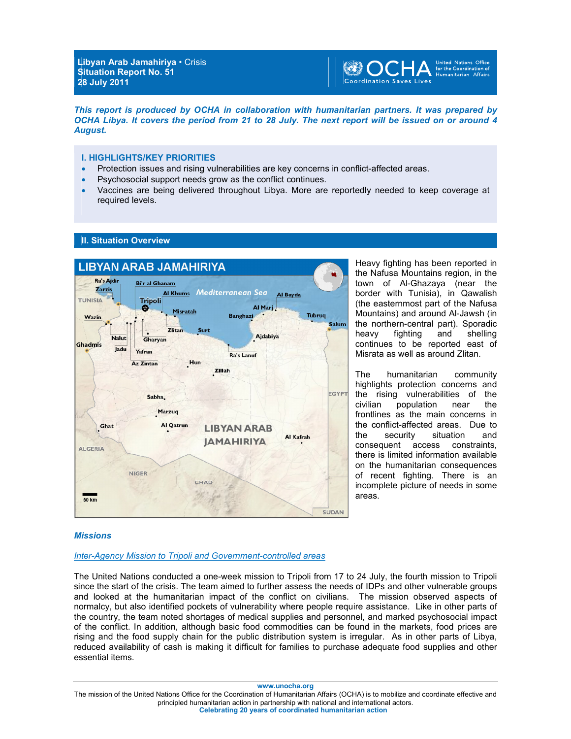**Libyan Arab Jamahiriya** • Crisis
**Situation Report No. 51**
**28 July 2011**

***This report is produced by OCHA in collaboration with humanitarian partners. It was prepared by OCHA Libya. It covers the period from 21 to 28 July. The next report will be issued on or around 4 August.***

## I. HIGHLIGHTS/KEY PRIORITIES

- Protection issues and rising vulnerabilities are key concerns in conflict-affected areas.
- Psychosocial support needs grow as the conflict continues.
- Vaccines are being delivered throughout Libya. More are reportedly needed to keep coverage at required levels.

## II. Situation Overview

Heavy fighting has been reported in the Nafusa Mountains region, in the town of Al-Ghazaya (near the border with Tunisia), in Qawalish (the easternmost part of the Nafusa Mountains) and around Al-Jawsh (in the northern-central part). Sporadic heavy fighting and shelling continues to be reported east of Misrata as well as around Zlitan.

The humanitarian community highlights protection concerns and the rising vulnerabilities of the civilian population near the frontlines as the main concerns in the conflict-affected areas. Due to the security situation and consequent access constraints, there is limited information available on the humanitarian consequences of recent fighting. There is an incomplete picture of needs in some areas.

### *Missions*

*Inter-Agency Mission to Tripoli and Government-controlled areas*

The United Nations conducted a one-week mission to Tripoli from 17 to 24 July, the fourth mission to Tripoli since the start of the crisis. The team aimed to further assess the needs of IDPs and other vulnerable groups and looked at the humanitarian impact of the conflict on civilians. The mission observed aspects of normalcy, but also identified pockets of vulnerability where people require assistance. Like in other parts of the country, the team noted shortages of medical supplies and personnel, and marked psychosocial impact of the conflict. In addition, although basic food commodities can be found in the markets, food prices are rising and the food supply chain for the public distribution system is irregular. As in other parts of Libya, reduced availability of cash is making it difficult for families to purchase adequate food supplies and other essential items.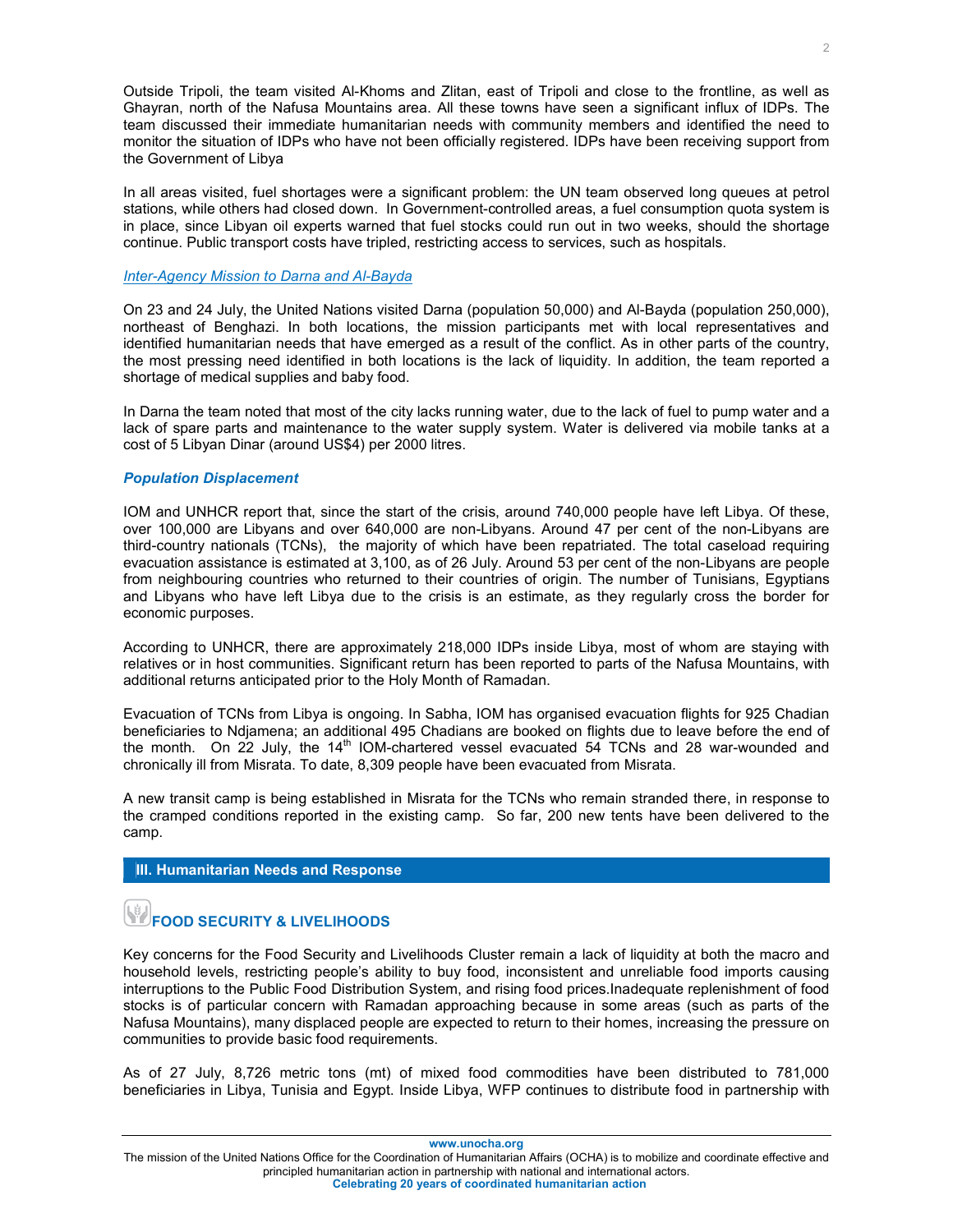Outside Tripoli, the team visited Al-Khoms and Zlitan, east of Tripoli and close to the frontline, as well as Ghayran, north of the Nafusa Mountains area. All these towns have seen a significant influx of IDPs. The team discussed their immediate humanitarian needs with community members and identified the need to monitor the situation of IDPs who have not been officially registered. IDPs have been receiving support from the Government of Libya

In all areas visited, fuel shortages were a significant problem: the UN team observed long queues at petrol stations, while others had closed down. In Government-controlled areas, a fuel consumption quota system is in place, since Libyan oil experts warned that fuel stocks could run out in two weeks, should the shortage continue. Public transport costs have tripled, restricting access to services, such as hospitals.

*Inter-Agency Mission to Darna and Al-Bayda*

On 23 and 24 July, the United Nations visited Darna (population 50,000) and Al-Bayda (population 250,000), northeast of Benghazi. In both locations, the mission participants met with local representatives and identified humanitarian needs that have emerged as a result of the conflict. As in other parts of the country, the most pressing need identified in both locations is the lack of liquidity. In addition, the team reported a shortage of medical supplies and baby food.

In Darna the team noted that most of the city lacks running water, due to the lack of fuel to pump water and a lack of spare parts and maintenance to the water supply system. Water is delivered via mobile tanks at a cost of 5 Libyan Dinar (around US$4) per 2000 litres.

### *Population Displacement*

IOM and UNHCR report that, since the start of the crisis, around 740,000 people have left Libya. Of these, over 100,000 are Libyans and over 640,000 are non-Libyans. Around 47 per cent of the non-Libyans are third-country nationals (TCNs), the majority of which have been repatriated. The total caseload requiring evacuation assistance is estimated at 3,100, as of 26 July. Around 53 per cent of the non-Libyans are people from neighbouring countries who returned to their countries of origin. The number of Tunisians, Egyptians and Libyans who have left Libya due to the crisis is an estimate, as they regularly cross the border for economic purposes.

According to UNHCR, there are approximately 218,000 IDPs inside Libya, most of whom are staying with relatives or in host communities. Significant return has been reported to parts of the Nafusa Mountains, with additional returns anticipated prior to the Holy Month of Ramadan.

Evacuation of TCNs from Libya is ongoing. In Sabha, IOM has organised evacuation flights for 925 Chadian beneficiaries to Ndjamena; an additional 495 Chadians are booked on flights due to leave before the end of the month. On 22 July, the 14th IOM-chartered vessel evacuated 54 TCNs and 28 war-wounded and chronically ill from Misrata. To date, 8,309 people have been evacuated from Misrata.

A new transit camp is being established in Misrata for the TCNs who remain stranded there, in response to the cramped conditions reported in the existing camp. So far, 200 new tents have been delivered to the camp.

## III. Humanitarian Needs and Response

### FOOD SECURITY & LIVELIHOODS

Key concerns for the Food Security and Livelihoods Cluster remain a lack of liquidity at both the macro and household levels, restricting people's ability to buy food, inconsistent and unreliable food imports causing interruptions to the Public Food Distribution System, and rising food prices.Inadequate replenishment of food stocks is of particular concern with Ramadan approaching because in some areas (such as parts of the Nafusa Mountains), many displaced people are expected to return to their homes, increasing the pressure on communities to provide basic food requirements.

As of 27 July, 8,726 metric tons (mt) of mixed food commodities have been distributed to 781,000 beneficiaries in Libya, Tunisia and Egypt. Inside Libya, WFP continues to distribute food in partnership with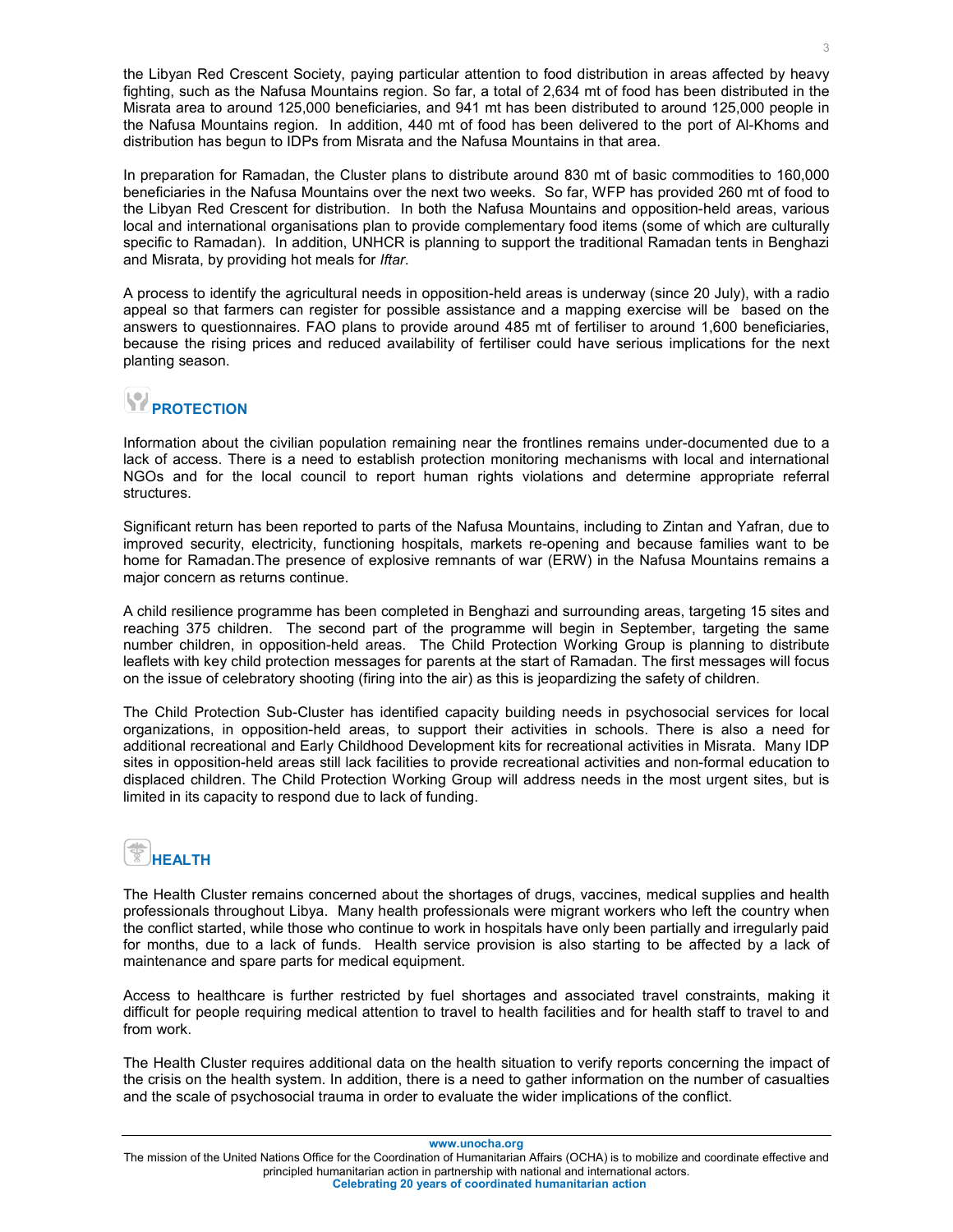the Libyan Red Crescent Society, paying particular attention to food distribution in areas affected by heavy fighting, such as the Nafusa Mountains region. So far, a total of 2,634 mt of food has been distributed in the Misrata area to around 125,000 beneficiaries, and 941 mt has been distributed to around 125,000 people in the Nafusa Mountains region. In addition, 440 mt of food has been delivered to the port of Al-Khoms and distribution has begun to IDPs from Misrata and the Nafusa Mountains in that area.

In preparation for Ramadan, the Cluster plans to distribute around 830 mt of basic commodities to 160,000 beneficiaries in the Nafusa Mountains over the next two weeks. So far, WFP has provided 260 mt of food to the Libyan Red Crescent for distribution. In both the Nafusa Mountains and opposition-held areas, various local and international organisations plan to provide complementary food items (some of which are culturally specific to Ramadan). In addition, UNHCR is planning to support the traditional Ramadan tents in Benghazi and Misrata, by providing hot meals for *Iftar*.

A process to identify the agricultural needs in opposition-held areas is underway (since 20 July), with a radio appeal so that farmers can register for possible assistance and a mapping exercise will be based on the answers to questionnaires. FAO plans to provide around 485 mt of fertiliser to around 1,600 beneficiaries, because the rising prices and reduced availability of fertiliser could have serious implications for the next planting season.

## PROTECTION

Information about the civilian population remaining near the frontlines remains under-documented due to a lack of access. There is a need to establish protection monitoring mechanisms with local and international NGOs and for the local council to report human rights violations and determine appropriate referral structures.

Significant return has been reported to parts of the Nafusa Mountains, including to Zintan and Yafran, due to improved security, electricity, functioning hospitals, markets re-opening and because families want to be home for Ramadan.The presence of explosive remnants of war (ERW) in the Nafusa Mountains remains a major concern as returns continue.

A child resilience programme has been completed in Benghazi and surrounding areas, targeting 15 sites and reaching 375 children. The second part of the programme will begin in September, targeting the same number children, in opposition-held areas. The Child Protection Working Group is planning to distribute leaflets with key child protection messages for parents at the start of Ramadan. The first messages will focus on the issue of celebratory shooting (firing into the air) as this is jeopardizing the safety of children.

The Child Protection Sub-Cluster has identified capacity building needs in psychosocial services for local organizations, in opposition-held areas, to support their activities in schools. There is also a need for additional recreational and Early Childhood Development kits for recreational activities in Misrata. Many IDP sites in opposition-held areas still lack facilities to provide recreational activities and non-formal education to displaced children. The Child Protection Working Group will address needs in the most urgent sites, but is limited in its capacity to respond due to lack of funding.

## HEALTH

The Health Cluster remains concerned about the shortages of drugs, vaccines, medical supplies and health professionals throughout Libya. Many health professionals were migrant workers who left the country when the conflict started, while those who continue to work in hospitals have only been partially and irregularly paid for months, due to a lack of funds. Health service provision is also starting to be affected by a lack of maintenance and spare parts for medical equipment.

Access to healthcare is further restricted by fuel shortages and associated travel constraints, making it difficult for people requiring medical attention to travel to health facilities and for health staff to travel to and from work.

The Health Cluster requires additional data on the health situation to verify reports concerning the impact of the crisis on the health system. In addition, there is a need to gather information on the number of casualties and the scale of psychosocial trauma in order to evaluate the wider implications of the conflict.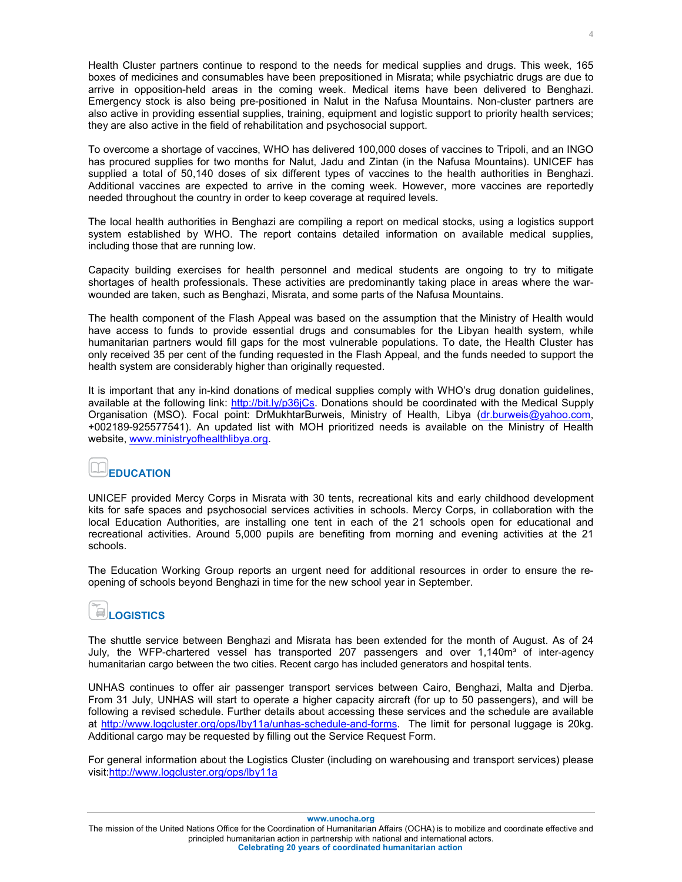Health Cluster partners continue to respond to the needs for medical supplies and drugs. This week, 165 boxes of medicines and consumables have been prepositioned in Misrata; while psychiatric drugs are due to arrive in opposition-held areas in the coming week. Medical items have been delivered to Benghazi. Emergency stock is also being pre-positioned in Nalut in the Nafusa Mountains. Non-cluster partners are also active in providing essential supplies, training, equipment and logistic support to priority health services; they are also active in the field of rehabilitation and psychosocial support.

To overcome a shortage of vaccines, WHO has delivered 100,000 doses of vaccines to Tripoli, and an INGO has procured supplies for two months for Nalut, Jadu and Zintan (in the Nafusa Mountains). UNICEF has supplied a total of 50,140 doses of six different types of vaccines to the health authorities in Benghazi. Additional vaccines are expected to arrive in the coming week. However, more vaccines are reportedly needed throughout the country in order to keep coverage at required levels.

The local health authorities in Benghazi are compiling a report on medical stocks, using a logistics support system established by WHO. The report contains detailed information on available medical supplies, including those that are running low.

Capacity building exercises for health personnel and medical students are ongoing to try to mitigate shortages of health professionals. These activities are predominantly taking place in areas where the war-wounded are taken, such as Benghazi, Misrata, and some parts of the Nafusa Mountains.

The health component of the Flash Appeal was based on the assumption that the Ministry of Health would have access to funds to provide essential drugs and consumables for the Libyan health system, while humanitarian partners would fill gaps for the most vulnerable populations. To date, the Health Cluster has only received 35 per cent of the funding requested in the Flash Appeal, and the funds needed to support the health system are considerably higher than originally requested.

It is important that any in-kind donations of medical supplies comply with WHO's drug donation guidelines, available at the following link: http://bit.ly/p36jCs. Donations should be coordinated with the Medical Supply Organisation (MSO). Focal point: DrMukhtarBurweis, Ministry of Health, Libya (dr.burweis@yahoo.com, +002189-925577541). An updated list with MOH prioritized needs is available on the Ministry of Health website, www.ministryofhealthlibya.org.

## EDUCATION

UNICEF provided Mercy Corps in Misrata with 30 tents, recreational kits and early childhood development kits for safe spaces and psychosocial services activities in schools. Mercy Corps, in collaboration with the local Education Authorities, are installing one tent in each of the 21 schools open for educational and recreational activities. Around 5,000 pupils are benefiting from morning and evening activities at the 21 schools.

The Education Working Group reports an urgent need for additional resources in order to ensure the re-opening of schools beyond Benghazi in time for the new school year in September.

## LOGISTICS

The shuttle service between Benghazi and Misrata has been extended for the month of August. As of 24 July, the WFP-chartered vessel has transported 207 passengers and over 1,140m³ of inter-agency humanitarian cargo between the two cities. Recent cargo has included generators and hospital tents.

UNHAS continues to offer air passenger transport services between Cairo, Benghazi, Malta and Djerba. From 31 July, UNHAS will start to operate a higher capacity aircraft (for up to 50 passengers), and will be following a revised schedule. Further details about accessing these services and the schedule are available at http://www.logcluster.org/ops/lby11a/unhas-schedule-and-forms. The limit for personal luggage is 20kg. Additional cargo may be requested by filling out the Service Request Form.

For general information about the Logistics Cluster (including on warehousing and transport services) please visit:http://www.logcluster.org/ops/lby11a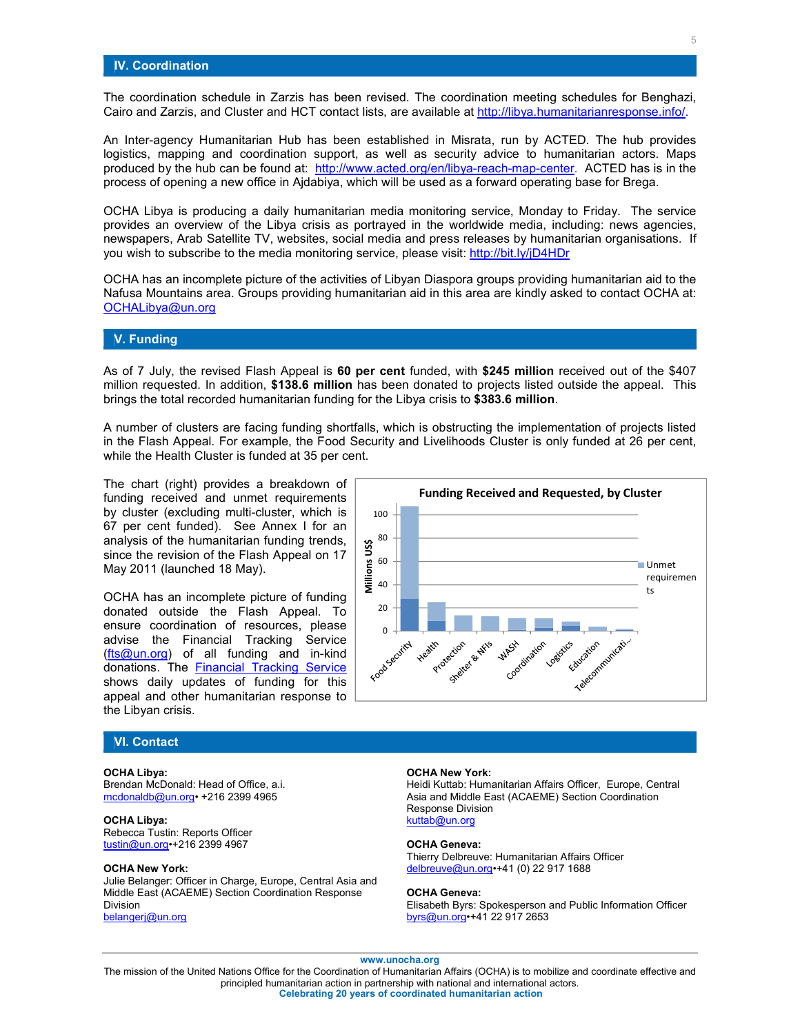## IV. Coordination

The coordination schedule in Zarzis has been revised. The coordination meeting schedules for Benghazi, Cairo and Zarzis, and Cluster and HCT contact lists, are available at http://libya.humanitarianresponse.info/.

An Inter-agency Humanitarian Hub has been established in Misrata, run by ACTED. The hub provides logistics, mapping and coordination support, as well as security advice to humanitarian actors. Maps produced by the hub can be found at: http://www.acted.org/en/libya-reach-map-center. ACTED has is in the process of opening a new office in Ajdabiya, which will be used as a forward operating base for Brega.

OCHA Libya is producing a daily humanitarian media monitoring service, Monday to Friday. The service provides an overview of the Libya crisis as portrayed in the worldwide media, including: news agencies, newspapers, Arab Satellite TV, websites, social media and press releases by humanitarian organisations. If you wish to subscribe to the media monitoring service, please visit: http://bit.ly/jD4HDr

OCHA has an incomplete picture of the activities of Libyan Diaspora groups providing humanitarian aid to the Nafusa Mountains area. Groups providing humanitarian aid in this area are kindly asked to contact OCHA at: OCHALibya@un.org

## V. Funding

As of 7 July, the revised Flash Appeal is **60 per cent** funded, with **$245 million** received out of the $407 million requested. In addition, **$138.6 million** has been donated to projects listed outside the appeal. This brings the total recorded humanitarian funding for the Libya crisis to **$383.6 million**.

A number of clusters are facing funding shortfalls, which is obstructing the implementation of projects listed in the Flash Appeal. For example, the Food Security and Livelihoods Cluster is only funded at 26 per cent, while the Health Cluster is funded at 35 per cent.

The chart (right) provides a breakdown of funding received and unmet requirements by cluster (excluding multi-cluster, which is 67 per cent funded). See Annex I for an analysis of the humanitarian funding trends, since the revision of the Flash Appeal on 17 May 2011 (launched 18 May).

**Funding Received and Requested, by Cluster**

Chart: Millions US$ (0–100) by cluster — Food Security, Health, Protection, Shelter & NFIs, WASH, Coordination, Logistics, Education, Telecommunicati... Legend: Unmet requirements

OCHA has an incomplete picture of funding donated outside the Flash Appeal. To ensure coordination of resources, please advise the Financial Tracking Service (fts@un.org) of all funding and in-kind donations. The Financial Tracking Service shows daily updates of funding for this appeal and other humanitarian response to the Libyan crisis.

## VI. Contact

**OCHA Libya:**
Brendan McDonald: Head of Office, a.i.
mcdonaldb@un.org• +216 2399 4965

**OCHA Libya:**
Rebecca Tustin: Reports Officer
tustin@un.org•+216 2399 4967

**OCHA New York:**
Julie Belanger: Officer in Charge, Europe, Central Asia and Middle East (ACAEME) Section Coordination Response Division
belangerj@un.org

**OCHA New York:**
Heidi Kuttab: Humanitarian Affairs Officer, Europe, Central Asia and Middle East (ACAEME) Section Coordination Response Division
kuttab@un.org

**OCHA Geneva:**
Thierry Delbreuve: Humanitarian Affairs Officer
delbreuve@un.org•+41 (0) 22 917 1688

**OCHA Geneva:**
Elisabeth Byrs: Spokesperson and Public Information Officer
byrs@un.org•+41 22 917 2653

www.unocha.org
The mission of the United Nations Office for the Coordination of Humanitarian Affairs (OCHA) is to mobilize and coordinate effective and principled humanitarian action in partnership with national and international actors.
**Celebrating 20 years of coordinated humanitarian action**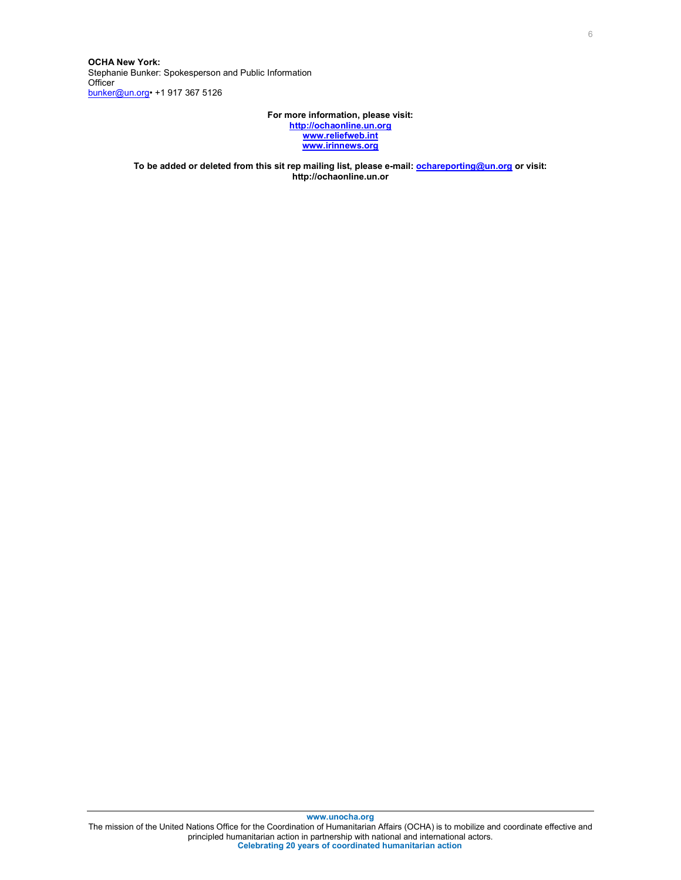**OCHA New York:**
Stephanie Bunker: Spokesperson and Public Information Officer
bunker@un.org• +1 917 367 5126

**For more information, please visit:**
**http://ochaonline.un.org**
**www.reliefweb.int**
**www.irinnews.org**

**To be added or deleted from this sit rep mailing list, please e-mail: ochareporting@un.org or visit: http://ochaonline.un.or**

www.unocha.org
The mission of the United Nations Office for the Coordination of Humanitarian Affairs (OCHA) is to mobilize and coordinate effective and principled humanitarian action in partnership with national and international actors.
**Celebrating 20 years of coordinated humanitarian action**